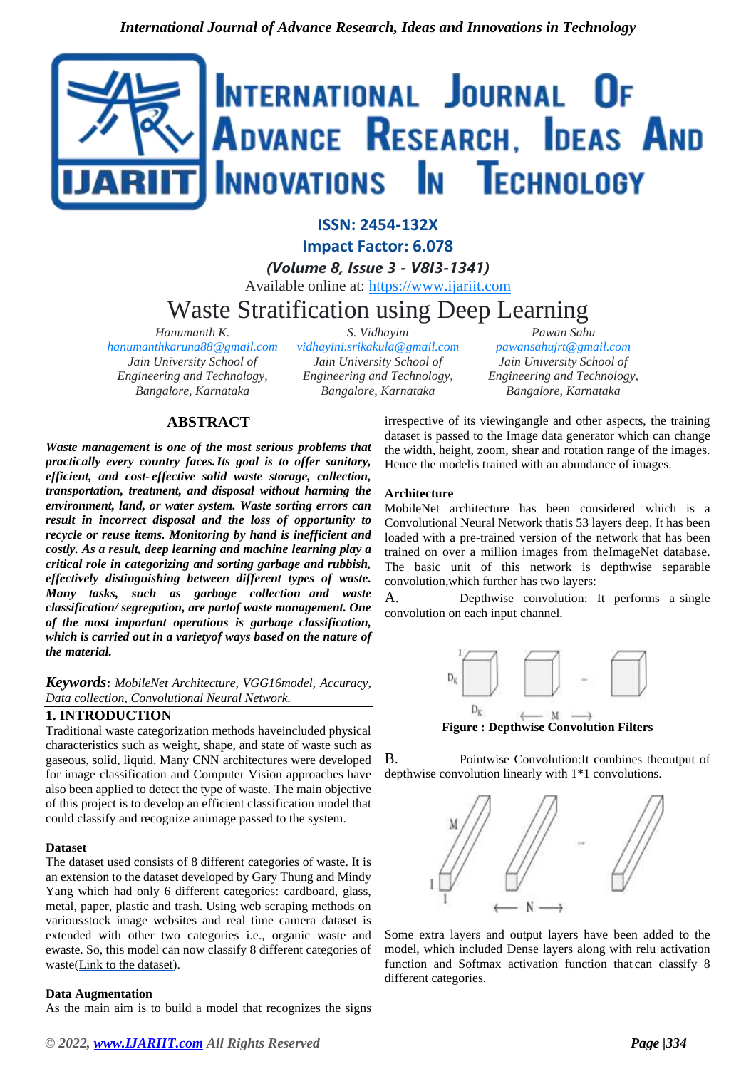ISSN: 2454-132X

Impact Factor: 6.078

*(Volume 8, Issue 3 - V8I3-1341)*

Available online at: https://www.ijariit.com

# Waste Stratification using Deep Learning

*Hanumanth K.*
*hanumanthkaruna88@gmail.com*
*Jain University School of Engineering and Technology, Bangalore, Karnataka*

*S. Vidhayini*
*vidhayini.srikakula@gmail.com*
*Jain University School of Engineering and Technology, Bangalore, Karnataka*

*Pawan Sahu*
*pawansahujrt@gmail.com*
*Jain University School of Engineering and Technology, Bangalore, Karnataka*

## ABSTRACT

***Waste management is one of the most serious problems that practically every country faces. Its goal is to offer sanitary, efficient, and cost-effective solid waste storage, collection, transportation, treatment, and disposal without harming the environment, land, or water system. Waste sorting errors can result in incorrect disposal and the loss of opportunity to recycle or reuse items. Monitoring by hand is inefficient and costly. As a result, deep learning and machine learning play a critical role in categorizing and sorting garbage and rubbish, effectively distinguishing between different types of waste. Many tasks, such as garbage collection and waste classification/ segregation, are partof waste management. One of the most important operations is garbage classification, which is carried out in a varietyof ways based on the nature of the material.***

***Keywords**: MobileNet Architecture, VGG16model, Accuracy, Data collection, Convolutional Neural Network.*

## 1. INTRODUCTION

Traditional waste categorization methods haveincluded physical characteristics such as weight, shape, and state of waste such as gaseous, solid, liquid. Many CNN architectures were developed for image classification and Computer Vision approaches have also been applied to detect the type of waste. The main objective of this project is to develop an efficient classification model that could classify and recognize animage passed to the system.

### Dataset

The dataset used consists of 8 different categories of waste. It is an extension to the dataset developed by Gary Thung and Mindy Yang which had only 6 different categories: cardboard, glass, metal, paper, plastic and trash. Using web scraping methods on variousstock image websites and real time camera dataset is extended with other two categories i.e., organic waste and ewaste. So, this model can now classify 8 different categories of waste(Link to the dataset).

### Data Augmentation

As the main aim is to build a model that recognizes the signs irrespective of its viewingangle and other aspects, the training dataset is passed to the Image data generator which can change the width, height, zoom, shear and rotation range of the images. Hence the modelis trained with an abundance of images.

### Architecture

MobileNet architecture has been considered which is a Convolutional Neural Network thatis 53 layers deep. It has been loaded with a pre-trained version of the network that has been trained on over a million images from theImageNet database. The basic unit of this network is depthwise separable convolution,which further has two layers:

A. Depthwise convolution: It performs a single convolution on each input channel.

**Figure : Depthwise Convolution Filters**

B. Pointwise Convolution:It combines theoutput of depthwise convolution linearly with 1*1 convolutions.

Some extra layers and output layers have been added to the model, which included Dense layers along with relu activation function and Softmax activation function that can classify 8 different categories.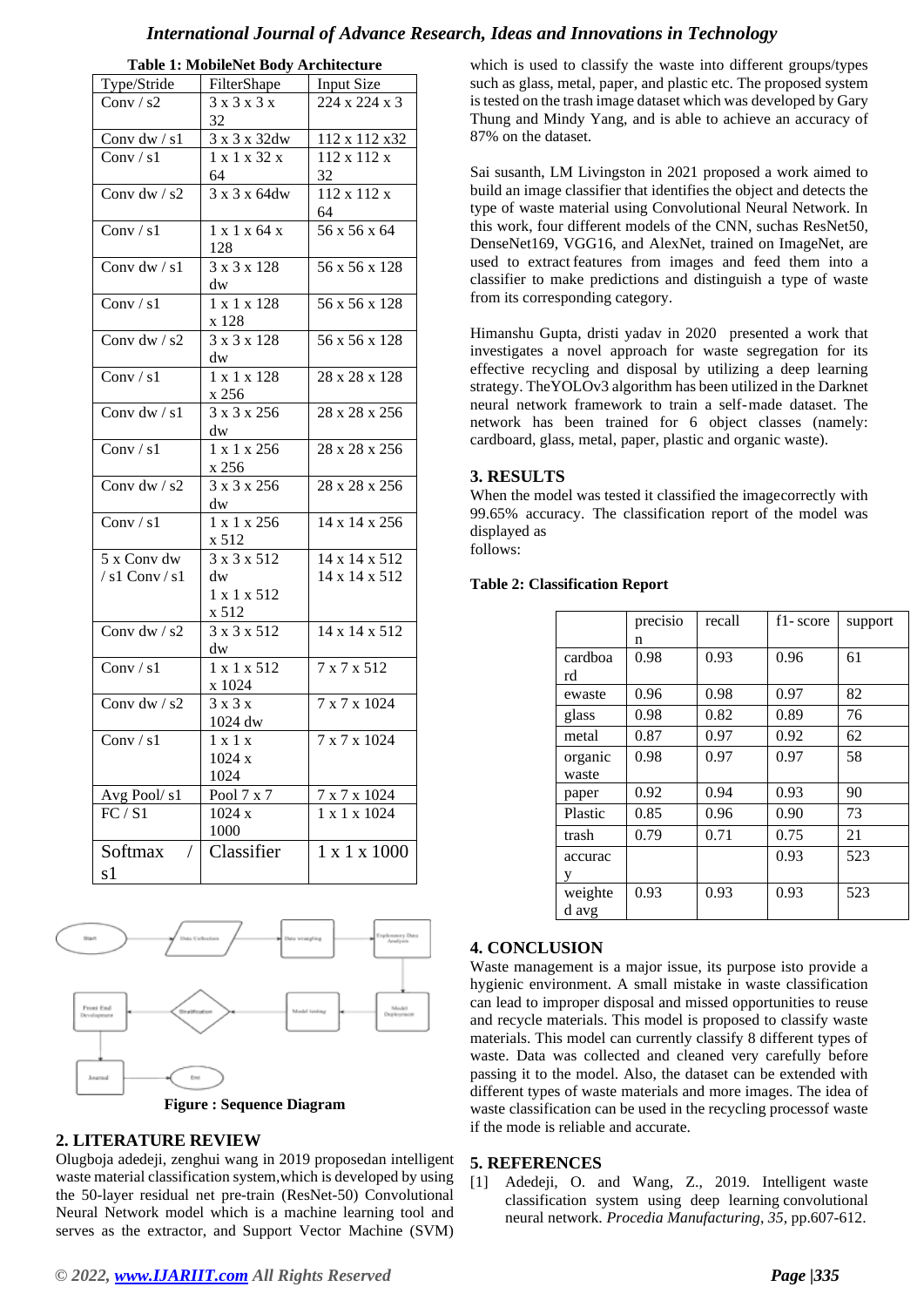**Table 1: MobileNet Body Architecture**

| Type/Stride | FilterShape | Input Size |
|---|---|---|
| Conv / s2 | 3 x 3 x 3 x 32 | 224 x 224 x 3 |
| Conv dw / s1 | 3 x 3 x 32dw | 112 x 112 x32 |
| Conv / s1 | 1 x 1 x 32 x 64 | 112 x 112 x 32 |
| Conv dw / s2 | 3 x 3 x 64dw | 112 x 112 x 64 |
| Conv / s1 | 1 x 1 x 64 x 128 | 56 x 56 x 64 |
| Conv dw / s1 | 3 x 3 x 128 dw | 56 x 56 x 128 |
| Conv / s1 | 1 x 1 x 128 x 128 | 56 x 56 x 128 |
| Conv dw / s2 | 3 x 3 x 128 dw | 56 x 56 x 128 |
| Conv / s1 | 1 x 1 x 128 x 256 | 28 x 28 x 128 |
| Conv dw / s1 | 3 x 3 x 256 dw | 28 x 28 x 256 |
| Conv / s1 | 1 x 1 x 256 x 256 | 28 x 28 x 256 |
| Conv dw / s2 | 3 x 3 x 256 dw | 28 x 28 x 256 |
| Conv / s1 | 1 x 1 x 256 x 512 | 14 x 14 x 256 |
| 5 x Conv dw / s1 Conv / s1 | 3 x 3 x 512 dw 1 x 1 x 512 x 512 | 14 x 14 x 512 14 x 14 x 512 |
| Conv dw / s2 | 3 x 3 x 512 dw | 14 x 14 x 512 |
| Conv / s1 | 1 x 1 x 512 x 1024 | 7 x 7 x 512 |
| Conv dw / s2 | 3 x 3 x 1024 dw | 7 x 7 x 1024 |
| Conv / s1 | 1 x 1 x 1024 x 1024 | 7 x 7 x 1024 |
| Avg Pool/ s1 | Pool 7 x 7 | 7 x 7 x 1024 |
| FC / S1 | 1024 x 1000 | 1 x 1 x 1024 |
| Softmax / s1 | Classifier | 1 x 1 x 1000 |

Start → Data Collection → Data wrangling → Exploratory Data Analysis → Model Deployment → Model testing → Stratification → Front End Development → Journal → End

**Figure : Sequence Diagram**

## 2. LITERATURE REVIEW

Olugboja adedeji, zenghui wang in 2019 proposedan intelligent waste material classification system,which is developed by using the 50-layer residual net pre-train (ResNet-50) Convolutional Neural Network model which is a machine learning tool and serves as the extractor, and Support Vector Machine (SVM) which is used to classify the waste into different groups/types such as glass, metal, paper, and plastic etc. The proposed system is tested on the trash image dataset which was developed by Gary Thung and Mindy Yang, and is able to achieve an accuracy of 87% on the dataset.

Sai susanth, LM Livingston in 2021 proposed a work aimed to build an image classifier that identifies the object and detects the type of waste material using Convolutional Neural Network. In this work, four different models of the CNN, suchas ResNet50, DenseNet169, VGG16, and AlexNet, trained on ImageNet, are used to extract features from images and feed them into a classifier to make predictions and distinguish a type of waste from its corresponding category.

Himanshu Gupta, dristi yadav in 2020 presented a work that investigates a novel approach for waste segregation for its effective recycling and disposal by utilizing a deep learning strategy. TheYOLOv3 algorithm has been utilized in the Darknet neural network framework to train a self-made dataset. The network has been trained for 6 object classes (namely: cardboard, glass, metal, paper, plastic and organic waste).

## 3. RESULTS

When the model was tested it classified the imagecorrectly with 99.65% accuracy. The classification report of the model was displayed as
follows:

**Table 2: Classification Report**

| | precision | recall | f1- score | support |
|---|---|---|---|---|
| cardboard | 0.98 | 0.93 | 0.96 | 61 |
| ewaste | 0.96 | 0.98 | 0.97 | 82 |
| glass | 0.98 | 0.82 | 0.89 | 76 |
| metal | 0.87 | 0.97 | 0.92 | 62 |
| organic waste | 0.98 | 0.97 | 0.97 | 58 |
| paper | 0.92 | 0.94 | 0.93 | 90 |
| Plastic | 0.85 | 0.96 | 0.90 | 73 |
| trash | 0.79 | 0.71 | 0.75 | 21 |
| accuracy | | | 0.93 | 523 |
| weighted avg | 0.93 | 0.93 | 0.93 | 523 |

## 4. CONCLUSION

Waste management is a major issue, its purpose isto provide a hygienic environment. A small mistake in waste classification can lead to improper disposal and missed opportunities to reuse and recycle materials. This model is proposed to classify waste materials. This model can currently classify 8 different types of waste. Data was collected and cleaned very carefully before passing it to the model. Also, the dataset can be extended with different types of waste materials and more images. The idea of waste classification can be used in the recycling processof waste if the mode is reliable and accurate.

## 5. REFERENCES

[1] Adedeji, O. and Wang, Z., 2019. Intelligent waste classification system using deep learning convolutional neural network. *Procedia Manufacturing*, *35*, pp.607-612.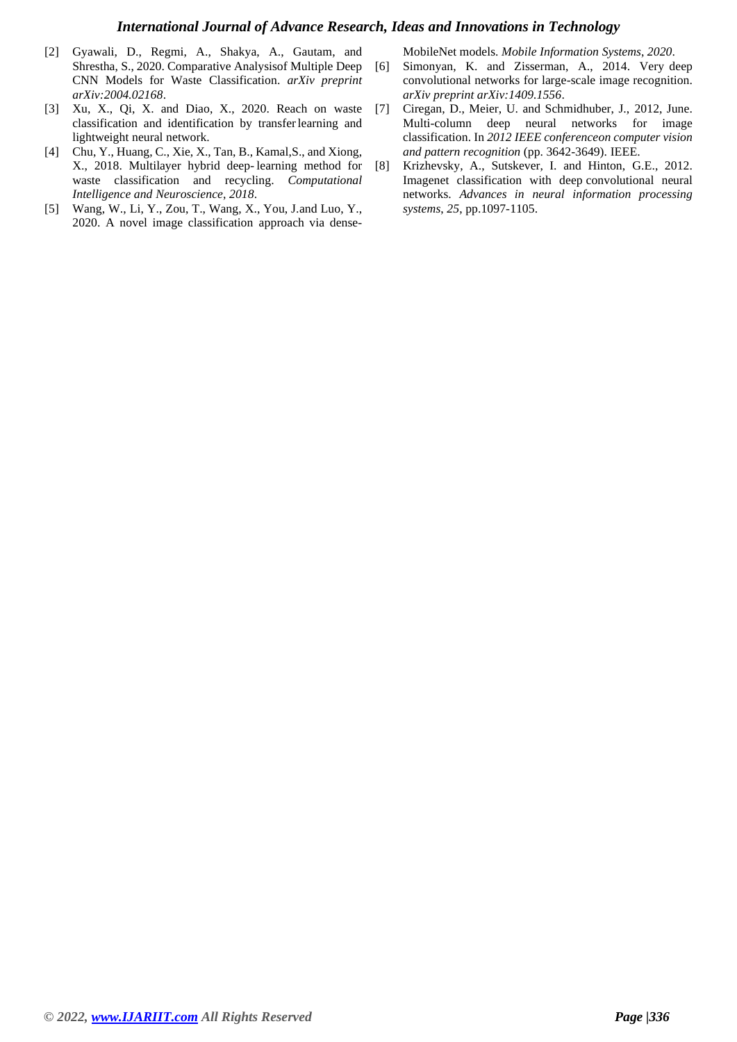[2] Gyawali, D., Regmi, A., Shakya, A., Gautam, and Shrestha, S., 2020. Comparative Analysisof Multiple Deep CNN Models for Waste Classification. *arXiv preprint arXiv:2004.02168*.

[3] Xu, X., Qi, X. and Diao, X., 2020. Reach on waste classification and identification by transfer learning and lightweight neural network.

[4] Chu, Y., Huang, C., Xie, X., Tan, B., Kamal,S., and Xiong, X., 2018. Multilayer hybrid deep- learning method for waste classification and recycling. *Computational Intelligence and Neuroscience*, *2018*.

[5] Wang, W., Li, Y., Zou, T., Wang, X., You, J.and Luo, Y., 2020. A novel image classification approach via dense-MobileNet models. *Mobile Information Systems*, *2020*.

[6] Simonyan, K. and Zisserman, A., 2014. Very deep convolutional networks for large-scale image recognition. *arXiv preprint arXiv:1409.1556*.

[7] Ciregan, D., Meier, U. and Schmidhuber, J., 2012, June. Multi-column deep neural networks for image classification. In *2012 IEEE conferenceon computer vision and pattern recognition* (pp. 3642-3649). IEEE.

[8] Krizhevsky, A., Sutskever, I. and Hinton, G.E., 2012. Imagenet classification with deep convolutional neural networks. *Advances in neural information processing systems*, *25*, pp.1097-1105.